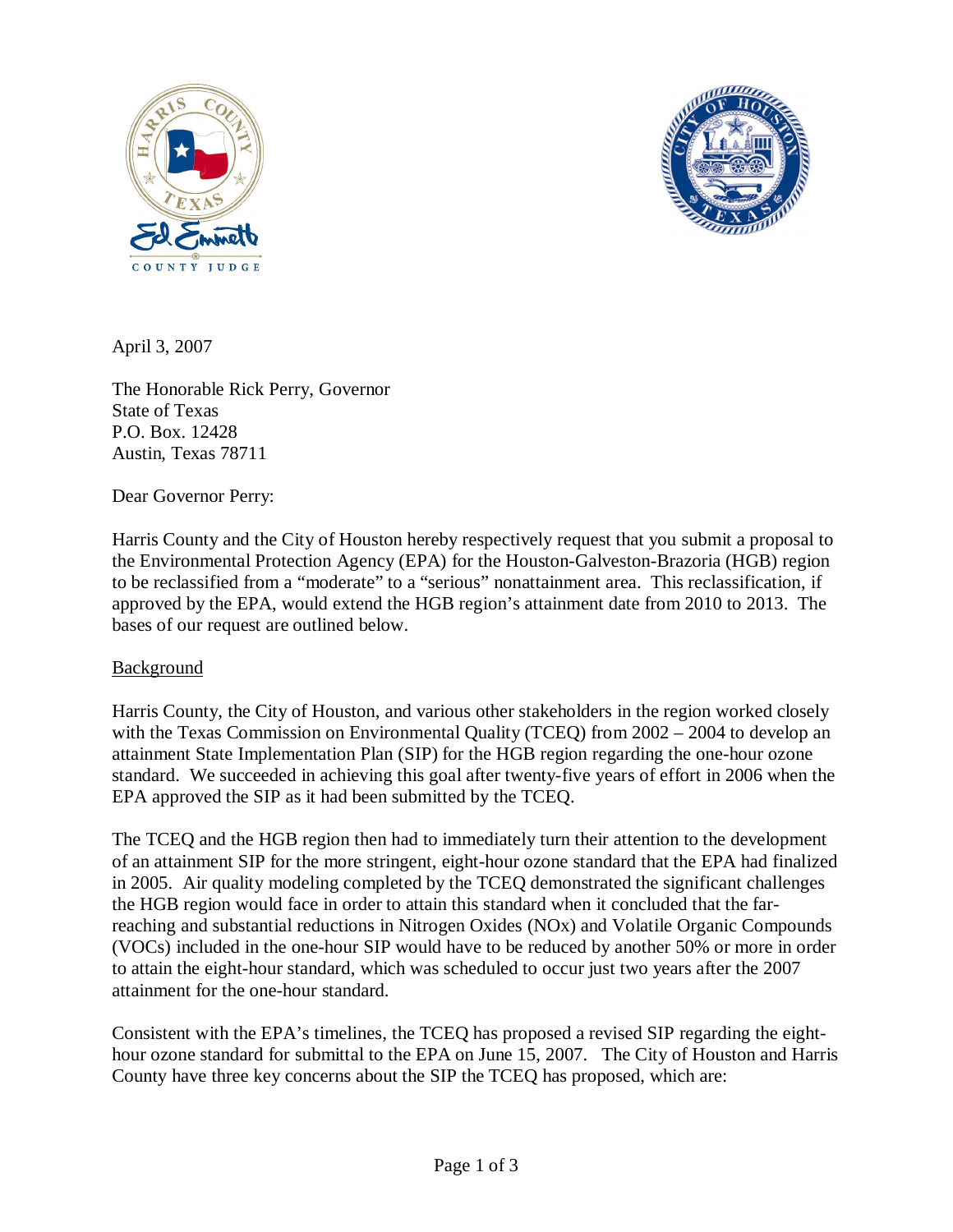April 3, 2007

The Honorable Rick Perry, Governor
State of Texas
P.O. Box. 12428
Austin, Texas 78711

Dear Governor Perry:

Harris County and the City of Houston hereby respectively request that you submit a proposal to the Environmental Protection Agency (EPA) for the Houston-Galveston-Brazoria (HGB) region to be reclassified from a "moderate" to a "serious" nonattainment area. This reclassification, if approved by the EPA, would extend the HGB region's attainment date from 2010 to 2013. The bases of our request are outlined below.

Background

Harris County, the City of Houston, and various other stakeholders in the region worked closely with the Texas Commission on Environmental Quality (TCEQ) from 2002 – 2004 to develop an attainment State Implementation Plan (SIP) for the HGB region regarding the one-hour ozone standard. We succeeded in achieving this goal after twenty-five years of effort in 2006 when the EPA approved the SIP as it had been submitted by the TCEQ.

The TCEQ and the HGB region then had to immediately turn their attention to the development of an attainment SIP for the more stringent, eight-hour ozone standard that the EPA had finalized in 2005. Air quality modeling completed by the TCEQ demonstrated the significant challenges the HGB region would face in order to attain this standard when it concluded that the far-reaching and substantial reductions in Nitrogen Oxides (NOx) and Volatile Organic Compounds (VOCs) included in the one-hour SIP would have to be reduced by another 50% or more in order to attain the eight-hour standard, which was scheduled to occur just two years after the 2007 attainment for the one-hour standard.

Consistent with the EPA's timelines, the TCEQ has proposed a revised SIP regarding the eight-hour ozone standard for submittal to the EPA on June 15, 2007. The City of Houston and Harris County have three key concerns about the SIP the TCEQ has proposed, which are: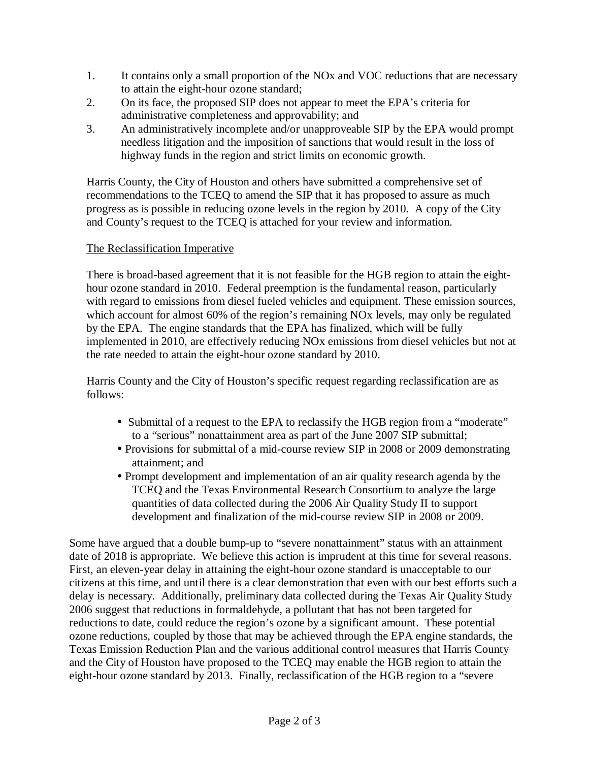1. It contains only a small proportion of the NOx and VOC reductions that are necessary to attain the eight-hour ozone standard;
2. On its face, the proposed SIP does not appear to meet the EPA's criteria for administrative completeness and approvability; and
3. An administratively incomplete and/or unapproveable SIP by the EPA would prompt needless litigation and the imposition of sanctions that would result in the loss of highway funds in the region and strict limits on economic growth.

Harris County, the City of Houston and others have submitted a comprehensive set of recommendations to the TCEQ to amend the SIP that it has proposed to assure as much progress as is possible in reducing ozone levels in the region by 2010. A copy of the City and County's request to the TCEQ is attached for your review and information.

The Reclassification Imperative

There is broad-based agreement that it is not feasible for the HGB region to attain the eight-hour ozone standard in 2010. Federal preemption is the fundamental reason, particularly with regard to emissions from diesel fueled vehicles and equipment. These emission sources, which account for almost 60% of the region's remaining NOx levels, may only be regulated by the EPA. The engine standards that the EPA has finalized, which will be fully implemented in 2010, are effectively reducing NOx emissions from diesel vehicles but not at the rate needed to attain the eight-hour ozone standard by 2010.

Harris County and the City of Houston's specific request regarding reclassification are as follows:

- Submittal of a request to the EPA to reclassify the HGB region from a "moderate" to a "serious" nonattainment area as part of the June 2007 SIP submittal;
- Provisions for submittal of a mid-course review SIP in 2008 or 2009 demonstrating attainment; and
- Prompt development and implementation of an air quality research agenda by the TCEQ and the Texas Environmental Research Consortium to analyze the large quantities of data collected during the 2006 Air Quality Study II to support development and finalization of the mid-course review SIP in 2008 or 2009.

Some have argued that a double bump-up to "severe nonattainment" status with an attainment date of 2018 is appropriate. We believe this action is imprudent at this time for several reasons. First, an eleven-year delay in attaining the eight-hour ozone standard is unacceptable to our citizens at this time, and until there is a clear demonstration that even with our best efforts such a delay is necessary. Additionally, preliminary data collected during the Texas Air Quality Study 2006 suggest that reductions in formaldehyde, a pollutant that has not been targeted for reductions to date, could reduce the region's ozone by a significant amount. These potential ozone reductions, coupled by those that may be achieved through the EPA engine standards, the Texas Emission Reduction Plan and the various additional control measures that Harris County and the City of Houston have proposed to the TCEQ may enable the HGB region to attain the eight-hour ozone standard by 2013. Finally, reclassification of the HGB region to a "severe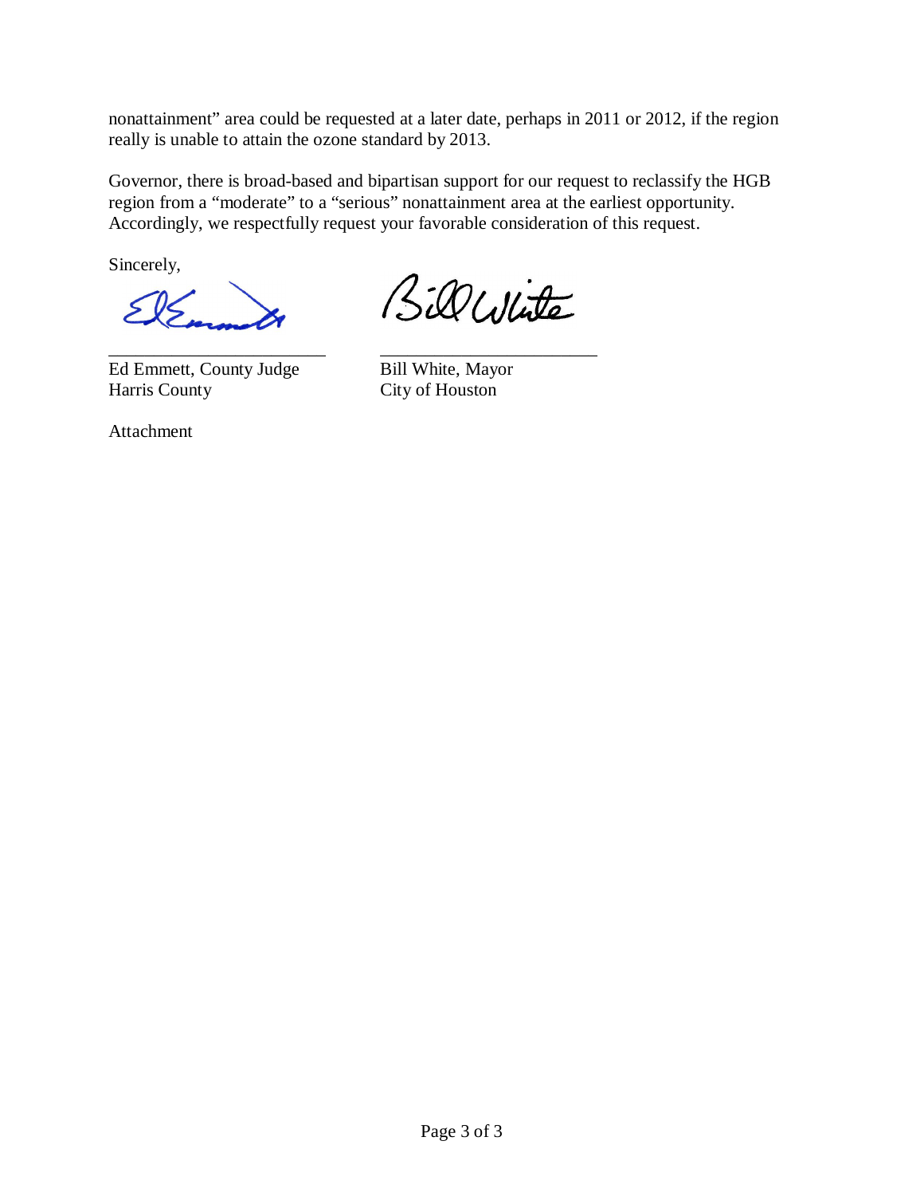nonattainment" area could be requested at a later date, perhaps in 2011 or 2012, if the region really is unable to attain the ozone standard by 2013.

Governor, there is broad-based and bipartisan support for our request to reclassify the HGB region from a "moderate" to a "serious" nonattainment area at the earliest opportunity. Accordingly, we respectfully request your favorable consideration of this request.

Sincerely,

| | |
|---|---|
| Ed Emmett, County Judge | Bill White, Mayor |
| Harris County | City of Houston |

Attachment